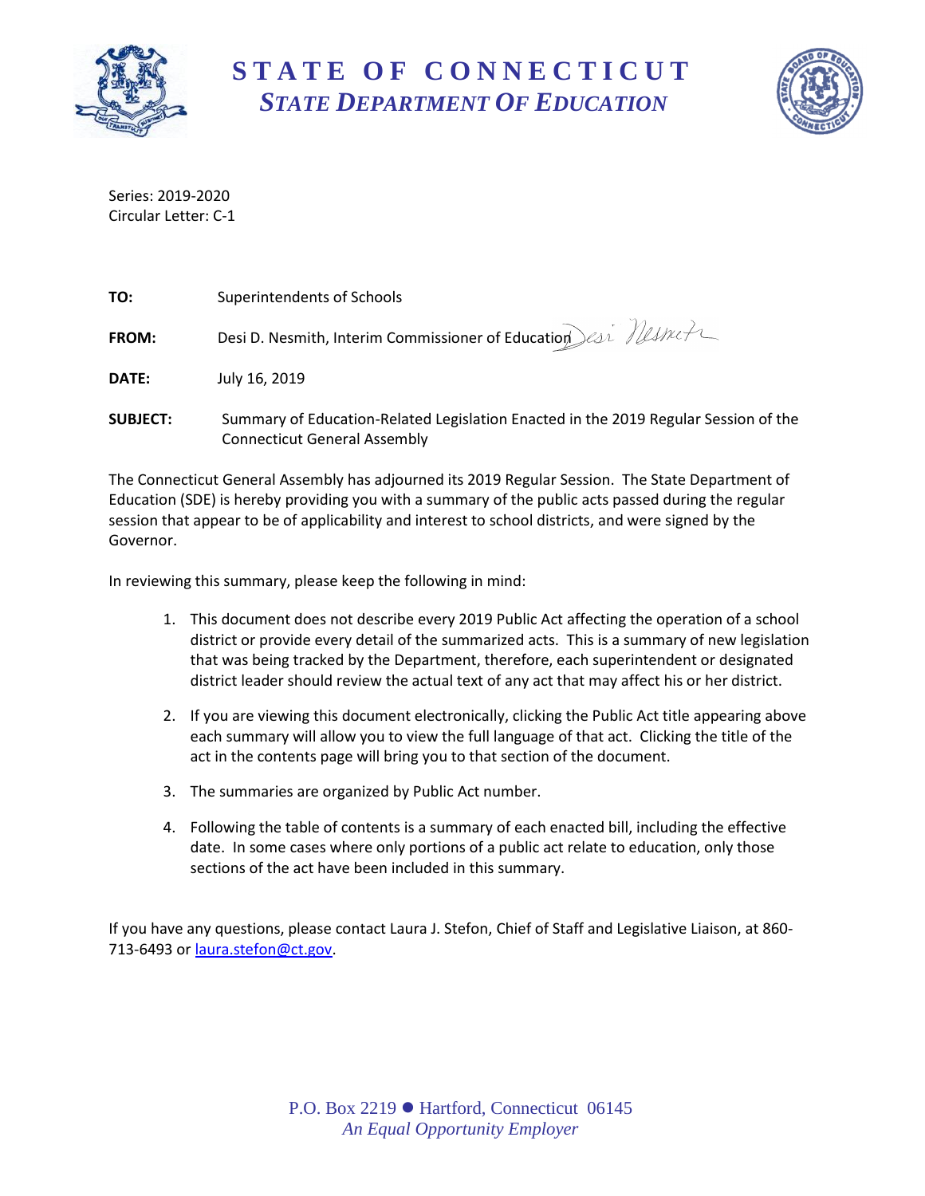# STATE OF CONNECTICUT
## *STATE DEPARTMENT OF EDUCATION*

Series: 2019-2020
Circular Letter: C-1

**TO:** Superintendents of Schools

**FROM:** Desi D. Nesmith, Interim Commissioner of Education

**DATE:** July 16, 2019

**SUBJECT:** Summary of Education-Related Legislation Enacted in the 2019 Regular Session of the Connecticut General Assembly

The Connecticut General Assembly has adjourned its 2019 Regular Session. The State Department of Education (SDE) is hereby providing you with a summary of the public acts passed during the regular session that appear to be of applicability and interest to school districts, and were signed by the Governor.

In reviewing this summary, please keep the following in mind:

1. This document does not describe every 2019 Public Act affecting the operation of a school district or provide every detail of the summarized acts. This is a summary of new legislation that was being tracked by the Department, therefore, each superintendent or designated district leader should review the actual text of any act that may affect his or her district.

2. If you are viewing this document electronically, clicking the Public Act title appearing above each summary will allow you to view the full language of that act. Clicking the title of the act in the contents page will bring you to that section of the document.

3. The summaries are organized by Public Act number.

4. Following the table of contents is a summary of each enacted bill, including the effective date. In some cases where only portions of a public act relate to education, only those sections of the act have been included in this summary.

If you have any questions, please contact Laura J. Stefon, Chief of Staff and Legislative Liaison, at 860-713-6493 or laura.stefon@ct.gov.

P.O. Box 2219 ● Hartford, Connecticut 06145
*An Equal Opportunity Employer*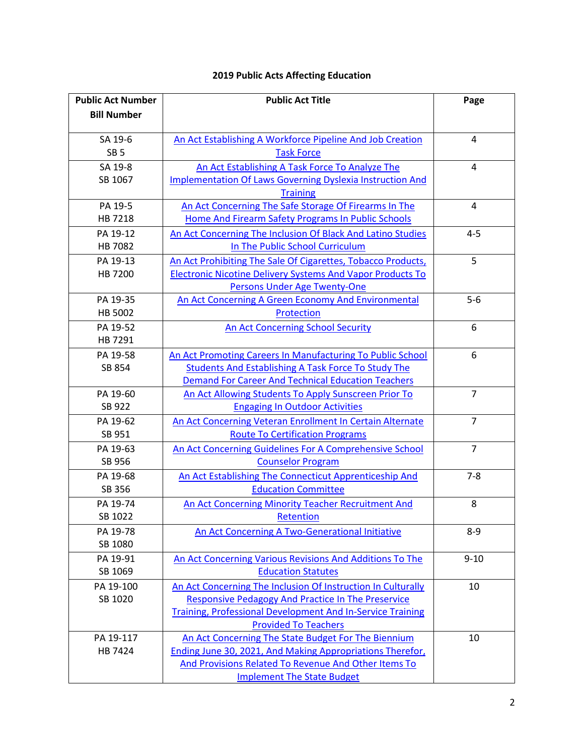# 2019 Public Acts Affecting Education

| Public Act Number<br>Bill Number | Public Act Title | Page |
|---|---|---|
| SA 19-6<br>SB 5 | An Act Establishing A Workforce Pipeline And Job Creation Task Force | 4 |
| SA 19-8<br>SB 1067 | An Act Establishing A Task Force To Analyze The Implementation Of Laws Governing Dyslexia Instruction And Training | 4 |
| PA 19-5<br>HB 7218 | An Act Concerning The Safe Storage Of Firearms In The Home And Firearm Safety Programs In Public Schools | 4 |
| PA 19-12<br>HB 7082 | An Act Concerning The Inclusion Of Black And Latino Studies In The Public School Curriculum | 4-5 |
| PA 19-13<br>HB 7200 | An Act Prohibiting The Sale Of Cigarettes, Tobacco Products, Electronic Nicotine Delivery Systems And Vapor Products To Persons Under Age Twenty-One | 5 |
| PA 19-35<br>HB 5002 | An Act Concerning A Green Economy And Environmental Protection | 5-6 |
| PA 19-52<br>HB 7291 | An Act Concerning School Security | 6 |
| PA 19-58<br>SB 854 | An Act Promoting Careers In Manufacturing To Public School Students And Establishing A Task Force To Study The Demand For Career And Technical Education Teachers | 6 |
| PA 19-60<br>SB 922 | An Act Allowing Students To Apply Sunscreen Prior To Engaging In Outdoor Activities | 7 |
| PA 19-62<br>SB 951 | An Act Concerning Veteran Enrollment In Certain Alternate Route To Certification Programs | 7 |
| PA 19-63<br>SB 956 | An Act Concerning Guidelines For A Comprehensive School Counselor Program | 7 |
| PA 19-68<br>SB 356 | An Act Establishing The Connecticut Apprenticeship And Education Committee | 7-8 |
| PA 19-74<br>SB 1022 | An Act Concerning Minority Teacher Recruitment And Retention | 8 |
| PA 19-78<br>SB 1080 | An Act Concerning A Two-Generational Initiative | 8-9 |
| PA 19-91<br>SB 1069 | An Act Concerning Various Revisions And Additions To The Education Statutes | 9-10 |
| PA 19-100<br>SB 1020 | An Act Concerning The Inclusion Of Instruction In Culturally Responsive Pedagogy And Practice In The Preservice Training, Professional Development And In-Service Training Provided To Teachers | 10 |
| PA 19-117<br>HB 7424 | An Act Concerning The State Budget For The Biennium Ending June 30, 2021, And Making Appropriations Therefor, And Provisions Related To Revenue And Other Items To Implement The State Budget | 10 |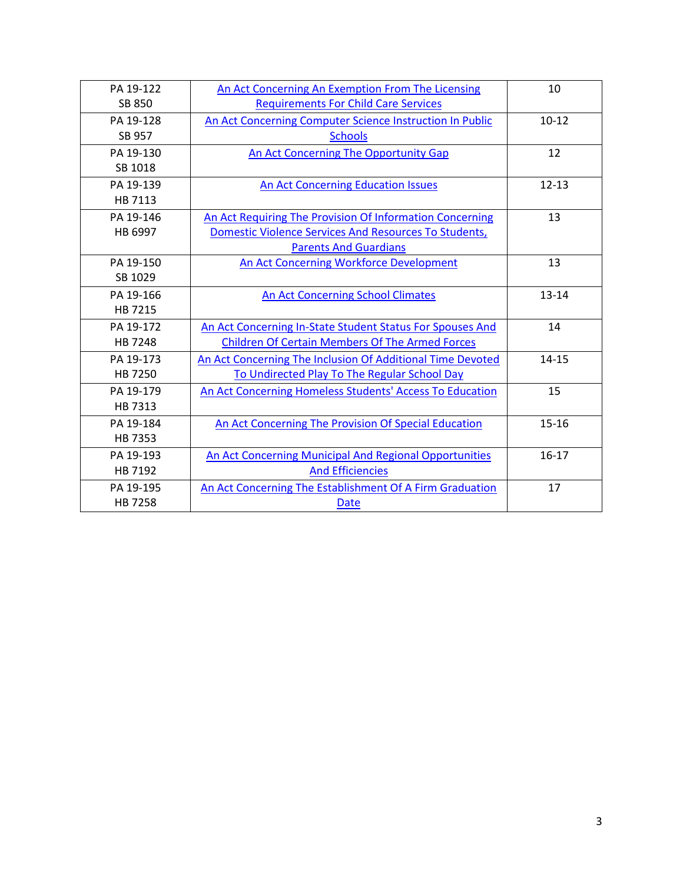| | | |
|---|---|---|
| PA 19-122<br>SB 850 | An Act Concerning An Exemption From The Licensing Requirements For Child Care Services | 10 |
| PA 19-128<br>SB 957 | An Act Concerning Computer Science Instruction In Public Schools | 10-12 |
| PA 19-130<br>SB 1018 | An Act Concerning The Opportunity Gap | 12 |
| PA 19-139<br>HB 7113 | An Act Concerning Education Issues | 12-13 |
| PA 19-146<br>HB 6997 | An Act Requiring The Provision Of Information Concerning Domestic Violence Services And Resources To Students, Parents And Guardians | 13 |
| PA 19-150<br>SB 1029 | An Act Concerning Workforce Development | 13 |
| PA 19-166<br>HB 7215 | An Act Concerning School Climates | 13-14 |
| PA 19-172<br>HB 7248 | An Act Concerning In-State Student Status For Spouses And Children Of Certain Members Of The Armed Forces | 14 |
| PA 19-173<br>HB 7250 | An Act Concerning The Inclusion Of Additional Time Devoted To Undirected Play To The Regular School Day | 14-15 |
| PA 19-179<br>HB 7313 | An Act Concerning Homeless Students' Access To Education | 15 |
| PA 19-184<br>HB 7353 | An Act Concerning The Provision Of Special Education | 15-16 |
| PA 19-193<br>HB 7192 | An Act Concerning Municipal And Regional Opportunities And Efficiencies | 16-17 |
| PA 19-195<br>HB 7258 | An Act Concerning The Establishment Of A Firm Graduation Date | 17 |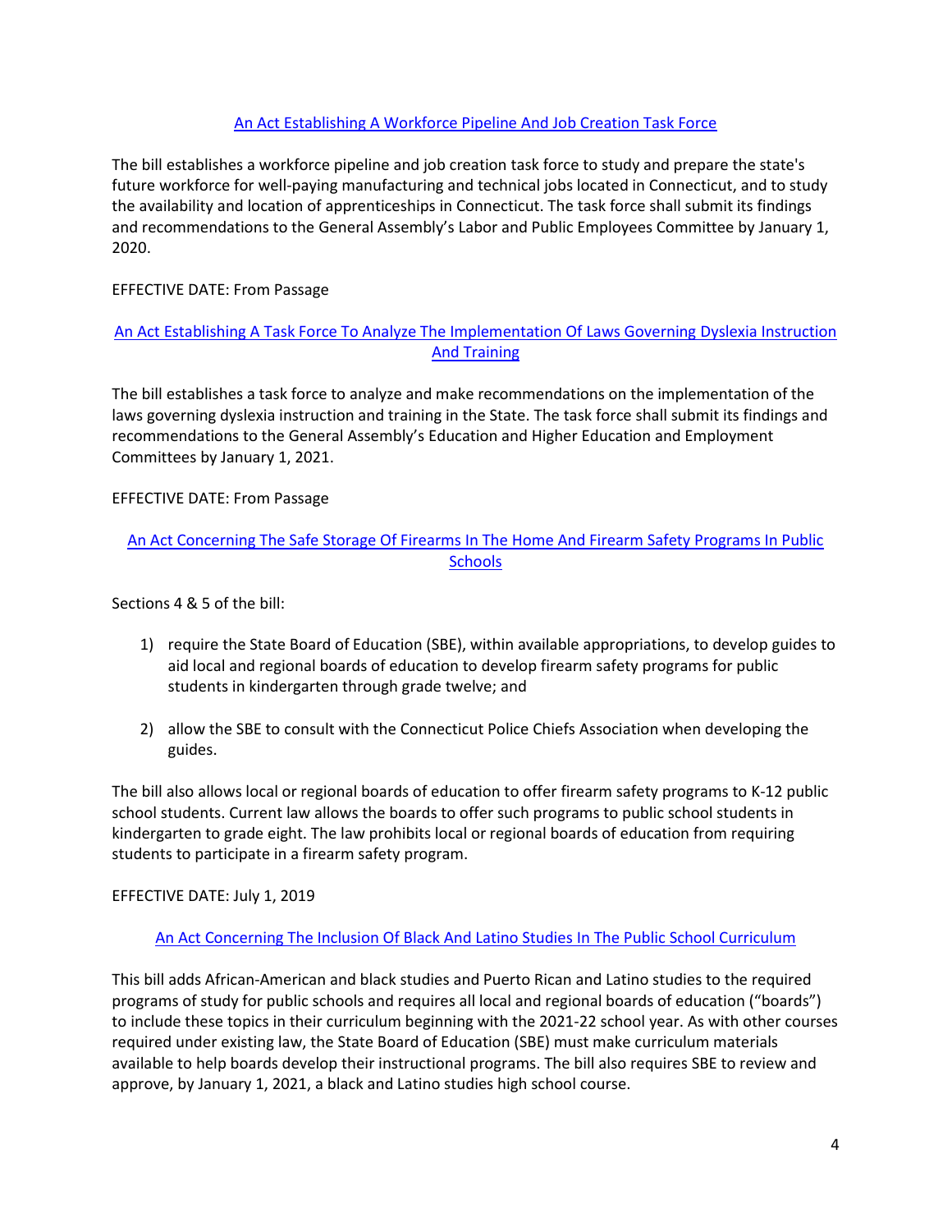### An Act Establishing A Workforce Pipeline And Job Creation Task Force

The bill establishes a workforce pipeline and job creation task force to study and prepare the state's future workforce for well-paying manufacturing and technical jobs located in Connecticut, and to study the availability and location of apprenticeships in Connecticut. The task force shall submit its findings and recommendations to the General Assembly's Labor and Public Employees Committee by January 1, 2020.

EFFECTIVE DATE: From Passage

### An Act Establishing A Task Force To Analyze The Implementation Of Laws Governing Dyslexia Instruction And Training

The bill establishes a task force to analyze and make recommendations on the implementation of the laws governing dyslexia instruction and training in the State. The task force shall submit its findings and recommendations to the General Assembly's Education and Higher Education and Employment Committees by January 1, 2021.

EFFECTIVE DATE: From Passage

### An Act Concerning The Safe Storage Of Firearms In The Home And Firearm Safety Programs In Public Schools

Sections 4 & 5 of the bill:

1) require the State Board of Education (SBE), within available appropriations, to develop guides to aid local and regional boards of education to develop firearm safety programs for public students in kindergarten through grade twelve; and

2) allow the SBE to consult with the Connecticut Police Chiefs Association when developing the guides.

The bill also allows local or regional boards of education to offer firearm safety programs to K-12 public school students. Current law allows the boards to offer such programs to public school students in kindergarten to grade eight. The law prohibits local or regional boards of education from requiring students to participate in a firearm safety program.

EFFECTIVE DATE: July 1, 2019

### An Act Concerning The Inclusion Of Black And Latino Studies In The Public School Curriculum

This bill adds African-American and black studies and Puerto Rican and Latino studies to the required programs of study for public schools and requires all local and regional boards of education ("boards") to include these topics in their curriculum beginning with the 2021-22 school year. As with other courses required under existing law, the State Board of Education (SBE) must make curriculum materials available to help boards develop their instructional programs. The bill also requires SBE to review and approve, by January 1, 2021, a black and Latino studies high school course.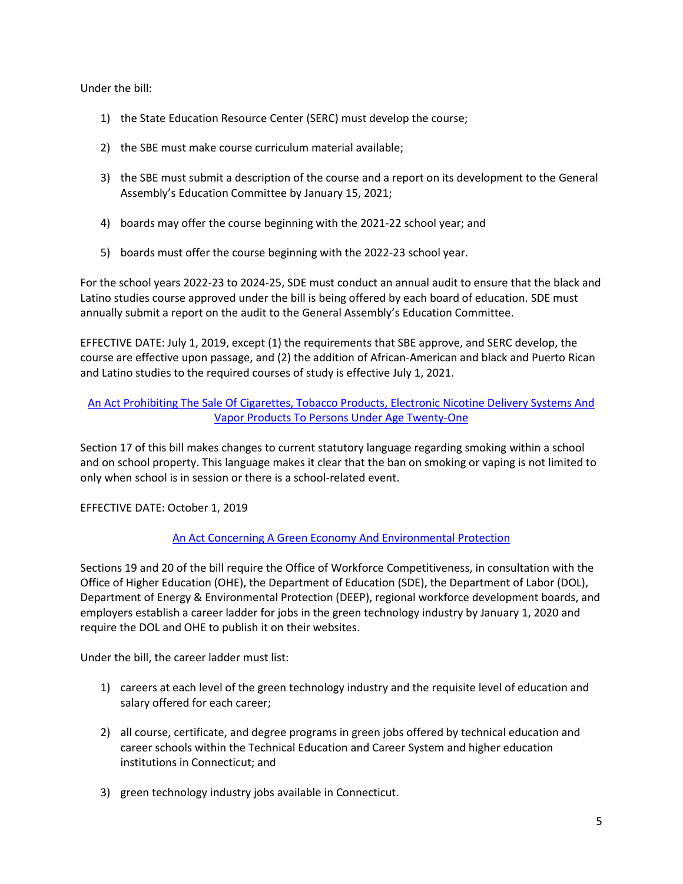Under the bill:

1) the State Education Resource Center (SERC) must develop the course;

2) the SBE must make course curriculum material available;

3) the SBE must submit a description of the course and a report on its development to the General Assembly's Education Committee by January 15, 2021;

4) boards may offer the course beginning with the 2021-22 school year; and

5) boards must offer the course beginning with the 2022-23 school year.

For the school years 2022-23 to 2024-25, SDE must conduct an annual audit to ensure that the black and Latino studies course approved under the bill is being offered by each board of education. SDE must annually submit a report on the audit to the General Assembly's Education Committee.

EFFECTIVE DATE: July 1, 2019, except (1) the requirements that SBE approve, and SERC develop, the course are effective upon passage, and (2) the addition of African-American and black and Puerto Rican and Latino studies to the required courses of study is effective July 1, 2021.

### An Act Prohibiting The Sale Of Cigarettes, Tobacco Products, Electronic Nicotine Delivery Systems And Vapor Products To Persons Under Age Twenty-One

Section 17 of this bill makes changes to current statutory language regarding smoking within a school and on school property. This language makes it clear that the ban on smoking or vaping is not limited to only when school is in session or there is a school-related event.

EFFECTIVE DATE: October 1, 2019

### An Act Concerning A Green Economy And Environmental Protection

Sections 19 and 20 of the bill require the Office of Workforce Competitiveness, in consultation with the Office of Higher Education (OHE), the Department of Education (SDE), the Department of Labor (DOL), Department of Energy & Environmental Protection (DEEP), regional workforce development boards, and employers establish a career ladder for jobs in the green technology industry by January 1, 2020 and require the DOL and OHE to publish it on their websites.

Under the bill, the career ladder must list:

1) careers at each level of the green technology industry and the requisite level of education and salary offered for each career;

2) all course, certificate, and degree programs in green jobs offered by technical education and career schools within the Technical Education and Career System and higher education institutions in Connecticut; and

3) green technology industry jobs available in Connecticut.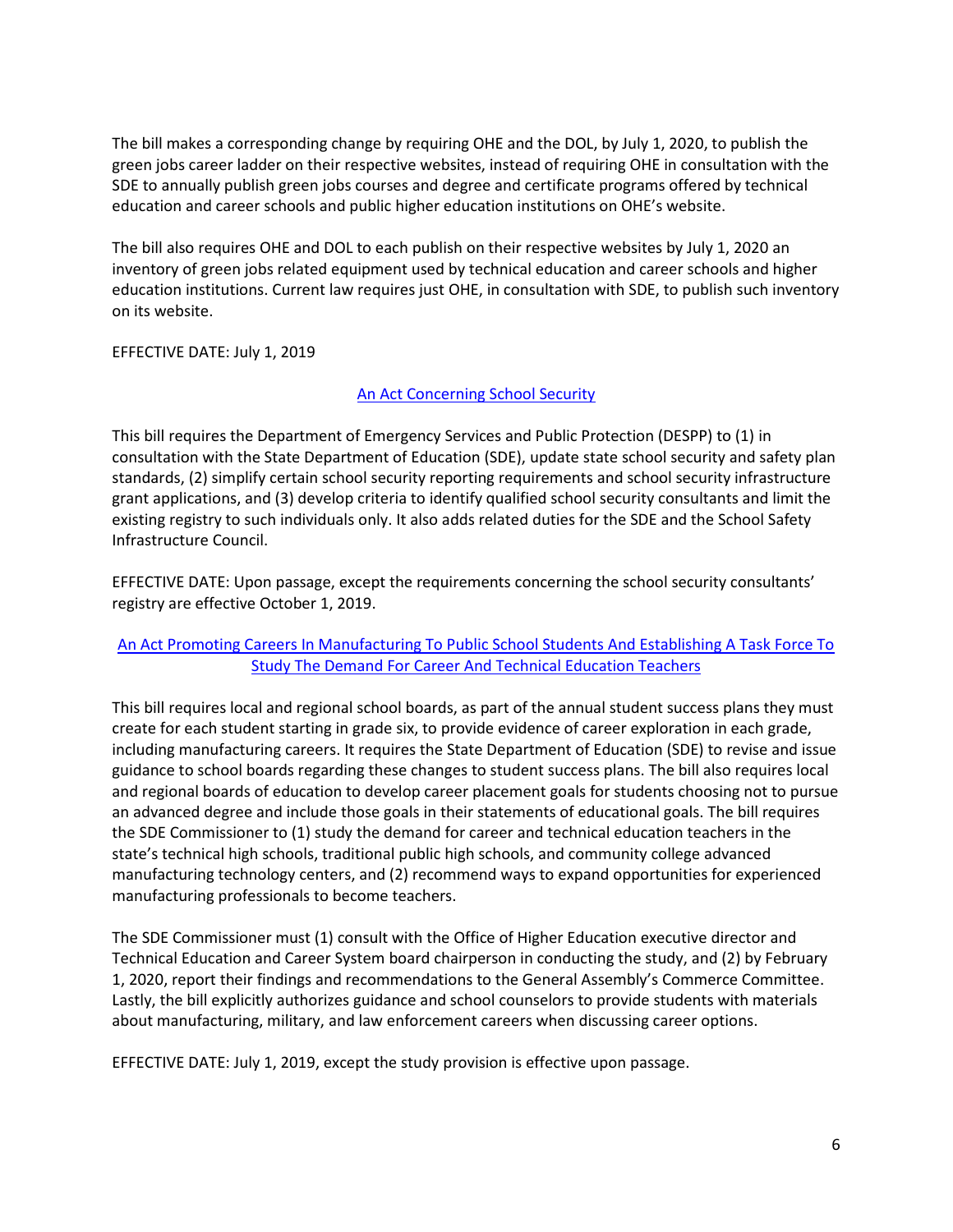The bill makes a corresponding change by requiring OHE and the DOL, by July 1, 2020, to publish the green jobs career ladder on their respective websites, instead of requiring OHE in consultation with the SDE to annually publish green jobs courses and degree and certificate programs offered by technical education and career schools and public higher education institutions on OHE's website.

The bill also requires OHE and DOL to each publish on their respective websites by July 1, 2020 an inventory of green jobs related equipment used by technical education and career schools and higher education institutions. Current law requires just OHE, in consultation with SDE, to publish such inventory on its website.

EFFECTIVE DATE: July 1, 2019

## An Act Concerning School Security

This bill requires the Department of Emergency Services and Public Protection (DESPP) to (1) in consultation with the State Department of Education (SDE), update state school security and safety plan standards, (2) simplify certain school security reporting requirements and school security infrastructure grant applications, and (3) develop criteria to identify qualified school security consultants and limit the existing registry to such individuals only. It also adds related duties for the SDE and the School Safety Infrastructure Council.

EFFECTIVE DATE: Upon passage, except the requirements concerning the school security consultants' registry are effective October 1, 2019.

## An Act Promoting Careers In Manufacturing To Public School Students And Establishing A Task Force To Study The Demand For Career And Technical Education Teachers

This bill requires local and regional school boards, as part of the annual student success plans they must create for each student starting in grade six, to provide evidence of career exploration in each grade, including manufacturing careers. It requires the State Department of Education (SDE) to revise and issue guidance to school boards regarding these changes to student success plans. The bill also requires local and regional boards of education to develop career placement goals for students choosing not to pursue an advanced degree and include those goals in their statements of educational goals. The bill requires the SDE Commissioner to (1) study the demand for career and technical education teachers in the state's technical high schools, traditional public high schools, and community college advanced manufacturing technology centers, and (2) recommend ways to expand opportunities for experienced manufacturing professionals to become teachers.

The SDE Commissioner must (1) consult with the Office of Higher Education executive director and Technical Education and Career System board chairperson in conducting the study, and (2) by February 1, 2020, report their findings and recommendations to the General Assembly's Commerce Committee. Lastly, the bill explicitly authorizes guidance and school counselors to provide students with materials about manufacturing, military, and law enforcement careers when discussing career options.

EFFECTIVE DATE: July 1, 2019, except the study provision is effective upon passage.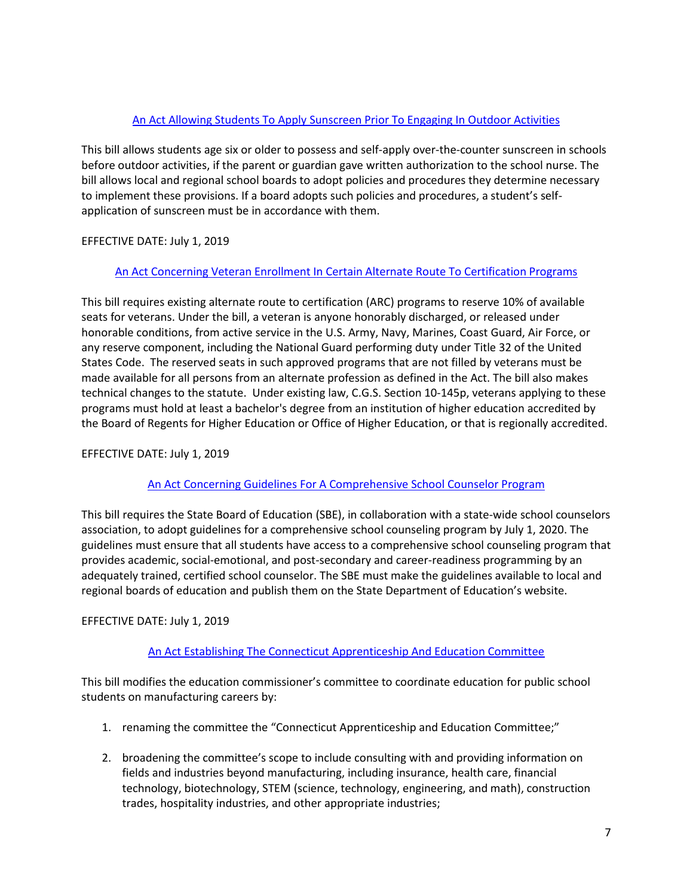### An Act Allowing Students To Apply Sunscreen Prior To Engaging In Outdoor Activities

This bill allows students age six or older to possess and self-apply over-the-counter sunscreen in schools before outdoor activities, if the parent or guardian gave written authorization to the school nurse. The bill allows local and regional school boards to adopt policies and procedures they determine necessary to implement these provisions. If a board adopts such policies and procedures, a student's self-application of sunscreen must be in accordance with them.

EFFECTIVE DATE: July 1, 2019

### An Act Concerning Veteran Enrollment In Certain Alternate Route To Certification Programs

This bill requires existing alternate route to certification (ARC) programs to reserve 10% of available seats for veterans. Under the bill, a veteran is anyone honorably discharged, or released under honorable conditions, from active service in the U.S. Army, Navy, Marines, Coast Guard, Air Force, or any reserve component, including the National Guard performing duty under Title 32 of the United States Code. The reserved seats in such approved programs that are not filled by veterans must be made available for all persons from an alternate profession as defined in the Act. The bill also makes technical changes to the statute. Under existing law, C.G.S. Section 10-145p, veterans applying to these programs must hold at least a bachelor's degree from an institution of higher education accredited by the Board of Regents for Higher Education or Office of Higher Education, or that is regionally accredited.

EFFECTIVE DATE: July 1, 2019

### An Act Concerning Guidelines For A Comprehensive School Counselor Program

This bill requires the State Board of Education (SBE), in collaboration with a state-wide school counselors association, to adopt guidelines for a comprehensive school counseling program by July 1, 2020. The guidelines must ensure that all students have access to a comprehensive school counseling program that provides academic, social-emotional, and post-secondary and career-readiness programming by an adequately trained, certified school counselor. The SBE must make the guidelines available to local and regional boards of education and publish them on the State Department of Education's website.

EFFECTIVE DATE: July 1, 2019

### An Act Establishing The Connecticut Apprenticeship And Education Committee

This bill modifies the education commissioner's committee to coordinate education for public school students on manufacturing careers by:

1. renaming the committee the "Connecticut Apprenticeship and Education Committee;"
2. broadening the committee's scope to include consulting with and providing information on fields and industries beyond manufacturing, including insurance, health care, financial technology, biotechnology, STEM (science, technology, engineering, and math), construction trades, hospitality industries, and other appropriate industries;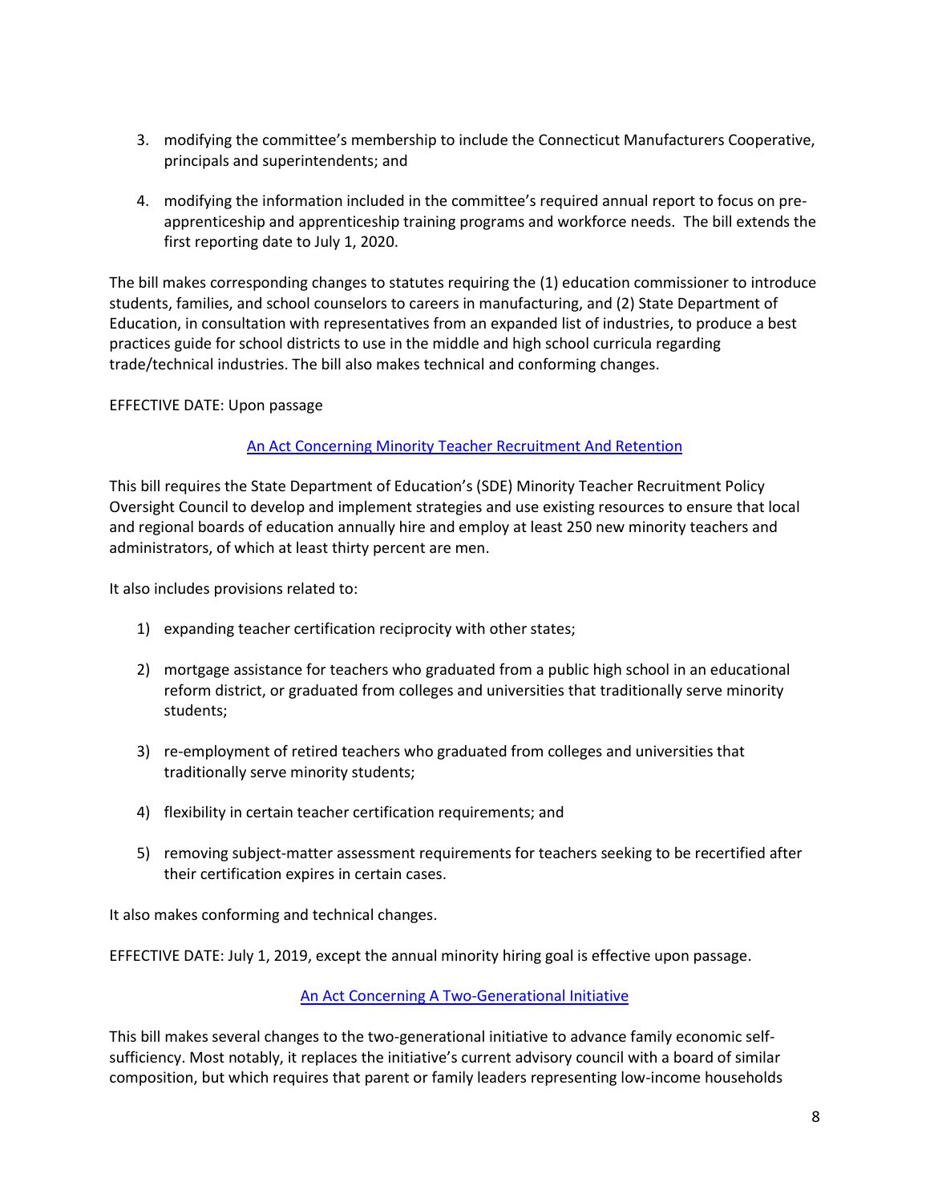3. modifying the committee's membership to include the Connecticut Manufacturers Cooperative, principals and superintendents; and

4. modifying the information included in the committee's required annual report to focus on pre-apprenticeship and apprenticeship training programs and workforce needs. The bill extends the first reporting date to July 1, 2020.

The bill makes corresponding changes to statutes requiring the (1) education commissioner to introduce students, families, and school counselors to careers in manufacturing, and (2) State Department of Education, in consultation with representatives from an expanded list of industries, to produce a best practices guide for school districts to use in the middle and high school curricula regarding trade/technical industries. The bill also makes technical and conforming changes.

EFFECTIVE DATE: Upon passage

### An Act Concerning Minority Teacher Recruitment And Retention

This bill requires the State Department of Education's (SDE) Minority Teacher Recruitment Policy Oversight Council to develop and implement strategies and use existing resources to ensure that local and regional boards of education annually hire and employ at least 250 new minority teachers and administrators, of which at least thirty percent are men.

It also includes provisions related to:

1) expanding teacher certification reciprocity with other states;

2) mortgage assistance for teachers who graduated from a public high school in an educational reform district, or graduated from colleges and universities that traditionally serve minority students;

3) re-employment of retired teachers who graduated from colleges and universities that traditionally serve minority students;

4) flexibility in certain teacher certification requirements; and

5) removing subject-matter assessment requirements for teachers seeking to be recertified after their certification expires in certain cases.

It also makes conforming and technical changes.

EFFECTIVE DATE: July 1, 2019, except the annual minority hiring goal is effective upon passage.

### An Act Concerning A Two-Generational Initiative

This bill makes several changes to the two-generational initiative to advance family economic self-sufficiency. Most notably, it replaces the initiative's current advisory council with a board of similar composition, but which requires that parent or family leaders representing low-income households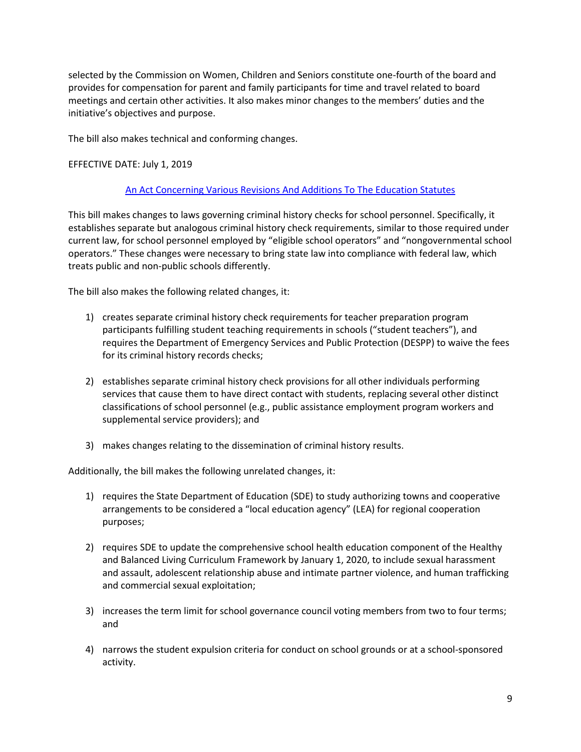selected by the Commission on Women, Children and Seniors constitute one-fourth of the board and provides for compensation for parent and family participants for time and travel related to board meetings and certain other activities. It also makes minor changes to the members' duties and the initiative's objectives and purpose.

The bill also makes technical and conforming changes.

EFFECTIVE DATE: July 1, 2019

### An Act Concerning Various Revisions And Additions To The Education Statutes

This bill makes changes to laws governing criminal history checks for school personnel. Specifically, it establishes separate but analogous criminal history check requirements, similar to those required under current law, for school personnel employed by "eligible school operators" and "nongovernmental school operators." These changes were necessary to bring state law into compliance with federal law, which treats public and non-public schools differently.

The bill also makes the following related changes, it:

1) creates separate criminal history check requirements for teacher preparation program participants fulfilling student teaching requirements in schools ("student teachers"), and requires the Department of Emergency Services and Public Protection (DESPP) to waive the fees for its criminal history records checks;

2) establishes separate criminal history check provisions for all other individuals performing services that cause them to have direct contact with students, replacing several other distinct classifications of school personnel (e.g., public assistance employment program workers and supplemental service providers); and

3) makes changes relating to the dissemination of criminal history results.

Additionally, the bill makes the following unrelated changes, it:

1) requires the State Department of Education (SDE) to study authorizing towns and cooperative arrangements to be considered a "local education agency" (LEA) for regional cooperation purposes;

2) requires SDE to update the comprehensive school health education component of the Healthy and Balanced Living Curriculum Framework by January 1, 2020, to include sexual harassment and assault, adolescent relationship abuse and intimate partner violence, and human trafficking and commercial sexual exploitation;

3) increases the term limit for school governance council voting members from two to four terms; and

4) narrows the student expulsion criteria for conduct on school grounds or at a school-sponsored activity.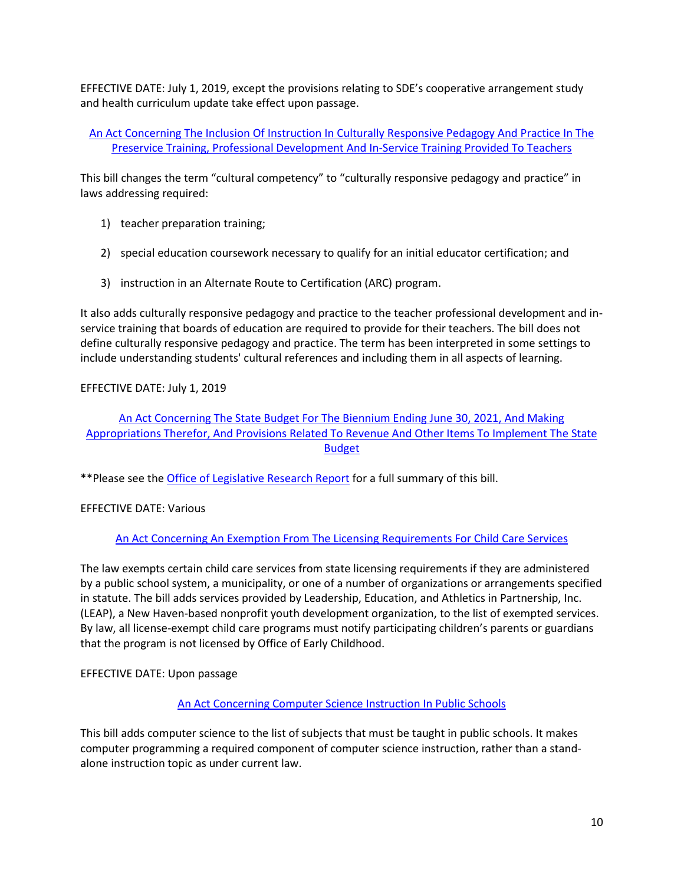EFFECTIVE DATE: July 1, 2019, except the provisions relating to SDE's cooperative arrangement study and health curriculum update take effect upon passage.

### An Act Concerning The Inclusion Of Instruction In Culturally Responsive Pedagogy And Practice In The Preservice Training, Professional Development And In-Service Training Provided To Teachers

This bill changes the term "cultural competency" to "culturally responsive pedagogy and practice" in laws addressing required:

1) teacher preparation training;

2) special education coursework necessary to qualify for an initial educator certification; and

3) instruction in an Alternate Route to Certification (ARC) program.

It also adds culturally responsive pedagogy and practice to the teacher professional development and in-service training that boards of education are required to provide for their teachers. The bill does not define culturally responsive pedagogy and practice. The term has been interpreted in some settings to include understanding students' cultural references and including them in all aspects of learning.

EFFECTIVE DATE: July 1, 2019

### An Act Concerning The State Budget For The Biennium Ending June 30, 2021, And Making Appropriations Therefor, And Provisions Related To Revenue And Other Items To Implement The State Budget

**Please see the Office of Legislative Research Report for a full summary of this bill.

EFFECTIVE DATE: Various

### An Act Concerning An Exemption From The Licensing Requirements For Child Care Services

The law exempts certain child care services from state licensing requirements if they are administered by a public school system, a municipality, or one of a number of organizations or arrangements specified in statute. The bill adds services provided by Leadership, Education, and Athletics in Partnership, Inc. (LEAP), a New Haven-based nonprofit youth development organization, to the list of exempted services. By law, all license-exempt child care programs must notify participating children's parents or guardians that the program is not licensed by Office of Early Childhood.

EFFECTIVE DATE: Upon passage

### An Act Concerning Computer Science Instruction In Public Schools

This bill adds computer science to the list of subjects that must be taught in public schools. It makes computer programming a required component of computer science instruction, rather than a stand-alone instruction topic as under current law.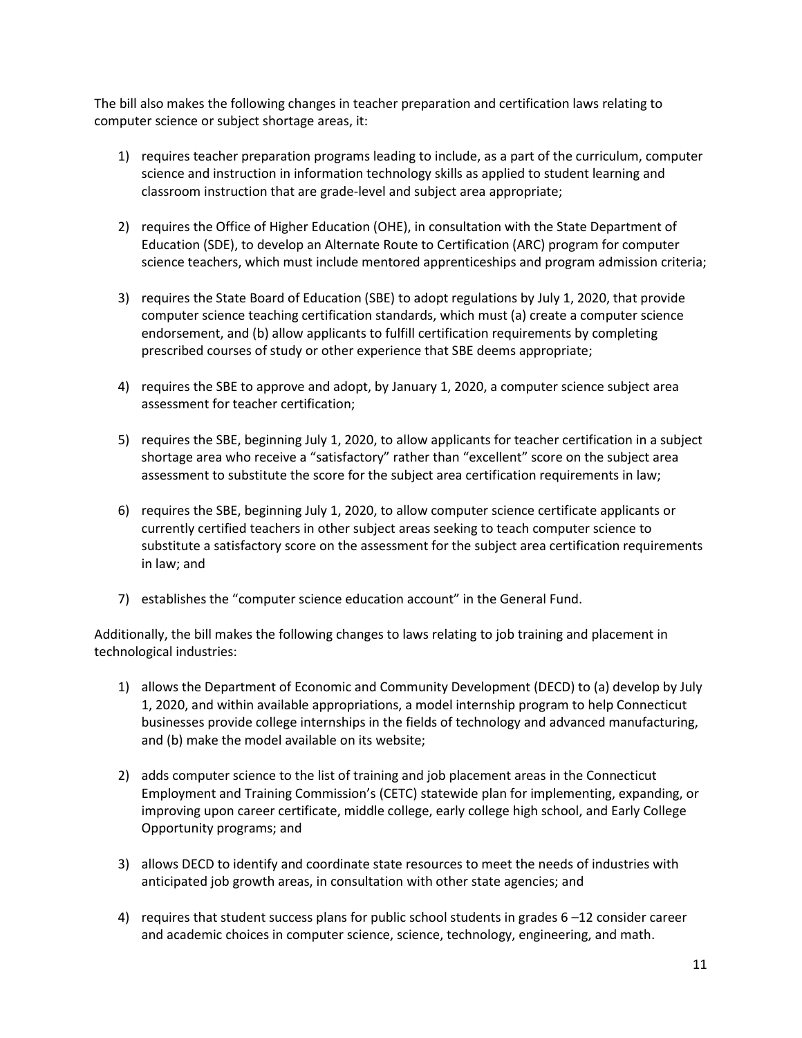The bill also makes the following changes in teacher preparation and certification laws relating to computer science or subject shortage areas, it:

1) requires teacher preparation programs leading to include, as a part of the curriculum, computer science and instruction in information technology skills as applied to student learning and classroom instruction that are grade-level and subject area appropriate;

2) requires the Office of Higher Education (OHE), in consultation with the State Department of Education (SDE), to develop an Alternate Route to Certification (ARC) program for computer science teachers, which must include mentored apprenticeships and program admission criteria;

3) requires the State Board of Education (SBE) to adopt regulations by July 1, 2020, that provide computer science teaching certification standards, which must (a) create a computer science endorsement, and (b) allow applicants to fulfill certification requirements by completing prescribed courses of study or other experience that SBE deems appropriate;

4) requires the SBE to approve and adopt, by January 1, 2020, a computer science subject area assessment for teacher certification;

5) requires the SBE, beginning July 1, 2020, to allow applicants for teacher certification in a subject shortage area who receive a "satisfactory" rather than "excellent" score on the subject area assessment to substitute the score for the subject area certification requirements in law;

6) requires the SBE, beginning July 1, 2020, to allow computer science certificate applicants or currently certified teachers in other subject areas seeking to teach computer science to substitute a satisfactory score on the assessment for the subject area certification requirements in law; and

7) establishes the "computer science education account" in the General Fund.

Additionally, the bill makes the following changes to laws relating to job training and placement in technological industries:

1) allows the Department of Economic and Community Development (DECD) to (a) develop by July 1, 2020, and within available appropriations, a model internship program to help Connecticut businesses provide college internships in the fields of technology and advanced manufacturing, and (b) make the model available on its website;

2) adds computer science to the list of training and job placement areas in the Connecticut Employment and Training Commission's (CETC) statewide plan for implementing, expanding, or improving upon career certificate, middle college, early college high school, and Early College Opportunity programs; and

3) allows DECD to identify and coordinate state resources to meet the needs of industries with anticipated job growth areas, in consultation with other state agencies; and

4) requires that student success plans for public school students in grades 6 –12 consider career and academic choices in computer science, science, technology, engineering, and math.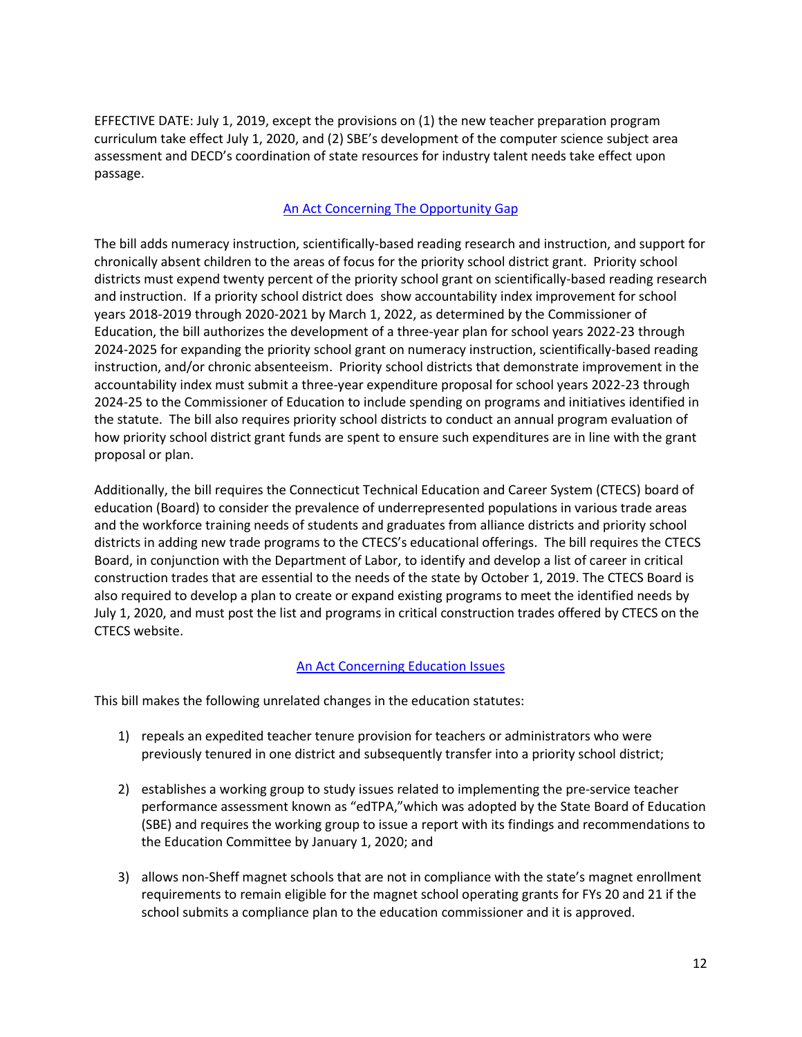EFFECTIVE DATE: July 1, 2019, except the provisions on (1) the new teacher preparation program curriculum take effect July 1, 2020, and (2) SBE's development of the computer science subject area assessment and DECD's coordination of state resources for industry talent needs take effect upon passage.

## An Act Concerning The Opportunity Gap

The bill adds numeracy instruction, scientifically-based reading research and instruction, and support for chronically absent children to the areas of focus for the priority school district grant. Priority school districts must expend twenty percent of the priority school grant on scientifically-based reading research and instruction. If a priority school district does show accountability index improvement for school years 2018-2019 through 2020-2021 by March 1, 2022, as determined by the Commissioner of Education, the bill authorizes the development of a three-year plan for school years 2022-23 through 2024-2025 for expanding the priority school grant on numeracy instruction, scientifically-based reading instruction, and/or chronic absenteeism. Priority school districts that demonstrate improvement in the accountability index must submit a three-year expenditure proposal for school years 2022-23 through 2024-25 to the Commissioner of Education to include spending on programs and initiatives identified in the statute. The bill also requires priority school districts to conduct an annual program evaluation of how priority school district grant funds are spent to ensure such expenditures are in line with the grant proposal or plan.

Additionally, the bill requires the Connecticut Technical Education and Career System (CTECS) board of education (Board) to consider the prevalence of underrepresented populations in various trade areas and the workforce training needs of students and graduates from alliance districts and priority school districts in adding new trade programs to the CTECS's educational offerings. The bill requires the CTECS Board, in conjunction with the Department of Labor, to identify and develop a list of career in critical construction trades that are essential to the needs of the state by October 1, 2019. The CTECS Board is also required to develop a plan to create or expand existing programs to meet the identified needs by July 1, 2020, and must post the list and programs in critical construction trades offered by CTECS on the CTECS website.

## An Act Concerning Education Issues

This bill makes the following unrelated changes in the education statutes:

1) repeals an expedited teacher tenure provision for teachers or administrators who were previously tenured in one district and subsequently transfer into a priority school district;

2) establishes a working group to study issues related to implementing the pre-service teacher performance assessment known as "edTPA,"which was adopted by the State Board of Education (SBE) and requires the working group to issue a report with its findings and recommendations to the Education Committee by January 1, 2020; and

3) allows non-Sheff magnet schools that are not in compliance with the state's magnet enrollment requirements to remain eligible for the magnet school operating grants for FYs 20 and 21 if the school submits a compliance plan to the education commissioner and it is approved.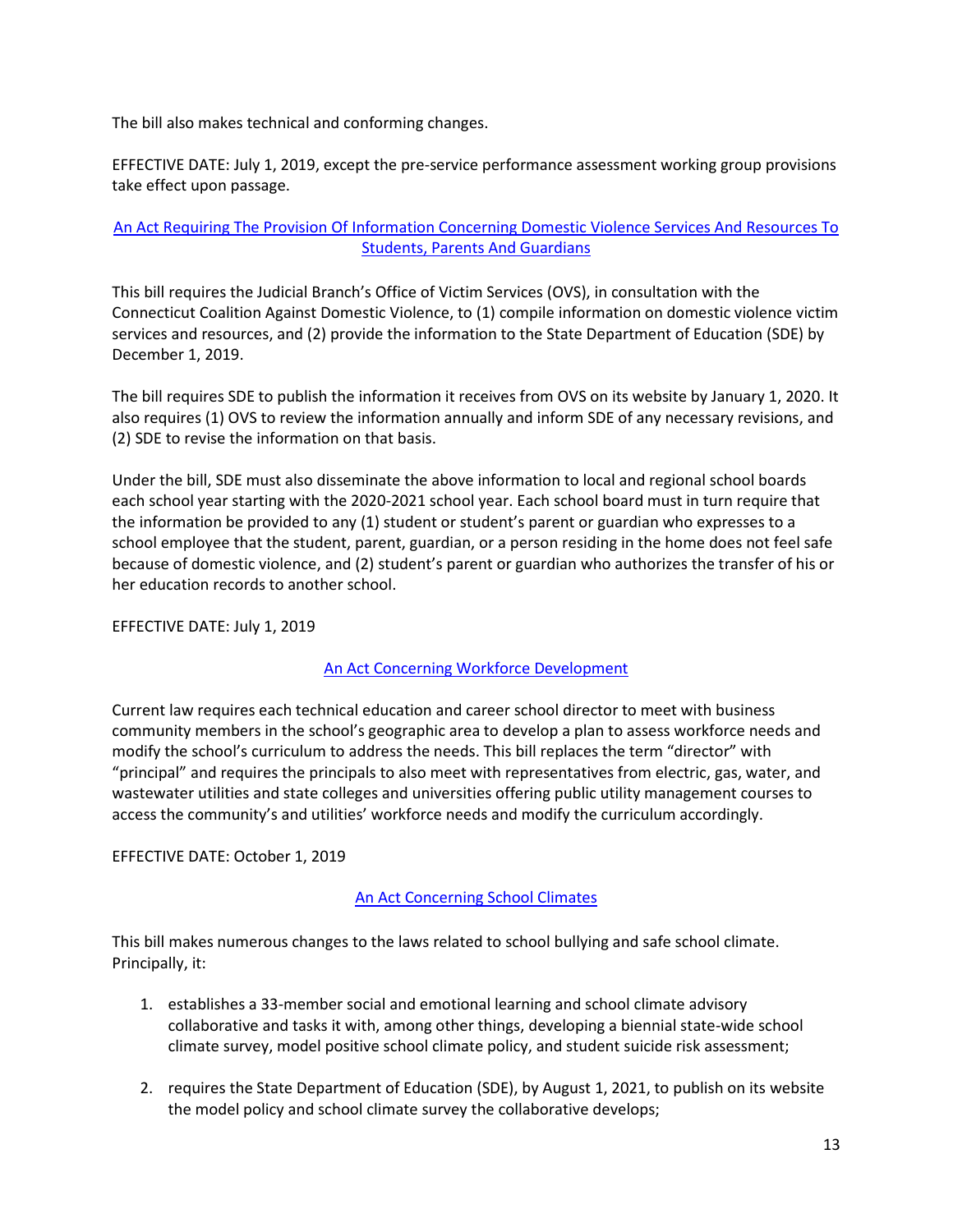The bill also makes technical and conforming changes.

EFFECTIVE DATE: July 1, 2019, except the pre-service performance assessment working group provisions take effect upon passage.

## An Act Requiring The Provision Of Information Concerning Domestic Violence Services And Resources To Students, Parents And Guardians

This bill requires the Judicial Branch's Office of Victim Services (OVS), in consultation with the Connecticut Coalition Against Domestic Violence, to (1) compile information on domestic violence victim services and resources, and (2) provide the information to the State Department of Education (SDE) by December 1, 2019.

The bill requires SDE to publish the information it receives from OVS on its website by January 1, 2020. It also requires (1) OVS to review the information annually and inform SDE of any necessary revisions, and (2) SDE to revise the information on that basis.

Under the bill, SDE must also disseminate the above information to local and regional school boards each school year starting with the 2020-2021 school year. Each school board must in turn require that the information be provided to any (1) student or student's parent or guardian who expresses to a school employee that the student, parent, guardian, or a person residing in the home does not feel safe because of domestic violence, and (2) student's parent or guardian who authorizes the transfer of his or her education records to another school.

EFFECTIVE DATE: July 1, 2019

## An Act Concerning Workforce Development

Current law requires each technical education and career school director to meet with business community members in the school's geographic area to develop a plan to assess workforce needs and modify the school's curriculum to address the needs. This bill replaces the term "director" with "principal" and requires the principals to also meet with representatives from electric, gas, water, and wastewater utilities and state colleges and universities offering public utility management courses to access the community's and utilities' workforce needs and modify the curriculum accordingly.

EFFECTIVE DATE: October 1, 2019

## An Act Concerning School Climates

This bill makes numerous changes to the laws related to school bullying and safe school climate. Principally, it:

1. establishes a 33-member social and emotional learning and school climate advisory collaborative and tasks it with, among other things, developing a biennial state-wide school climate survey, model positive school climate policy, and student suicide risk assessment;

2. requires the State Department of Education (SDE), by August 1, 2021, to publish on its website the model policy and school climate survey the collaborative develops;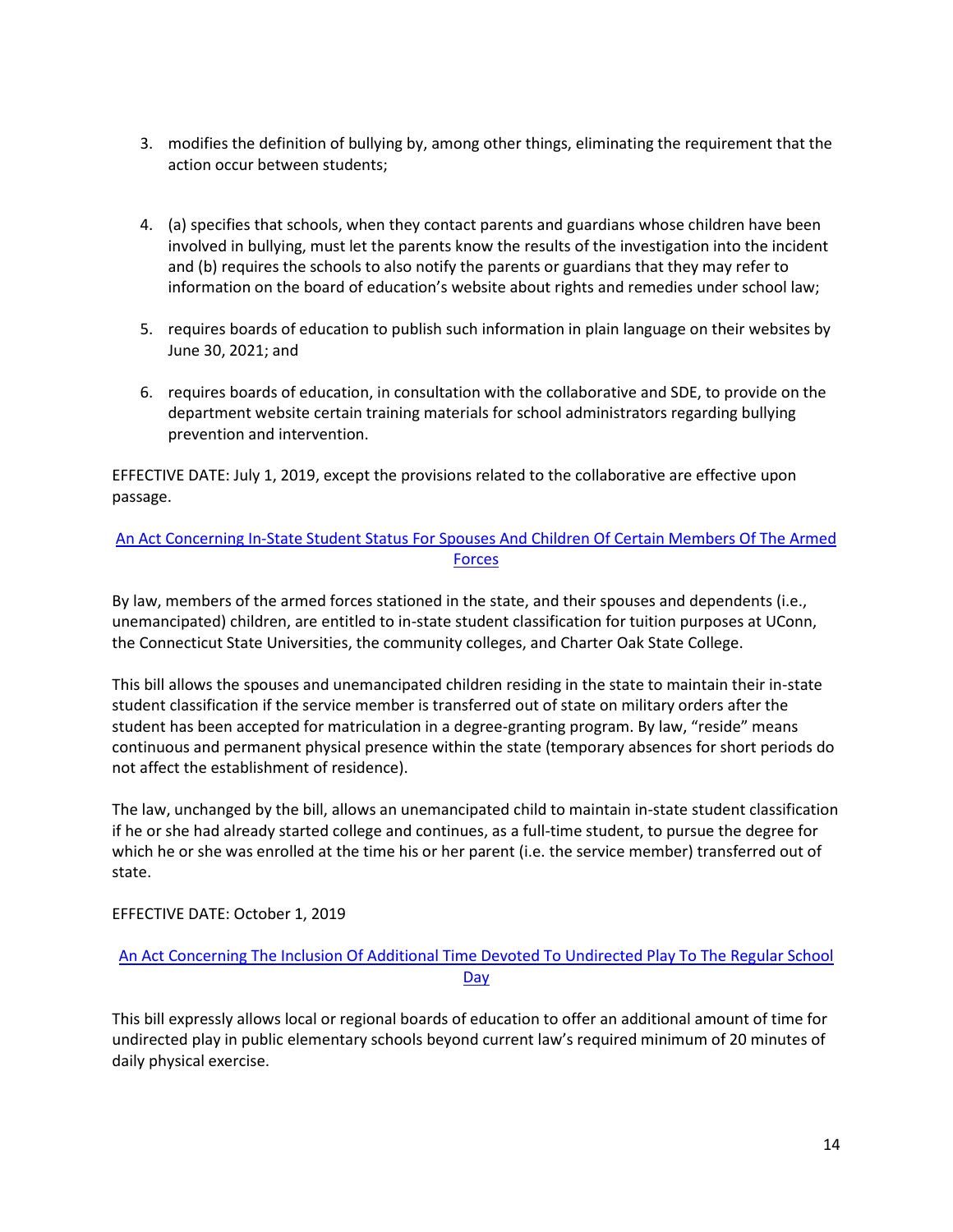3. modifies the definition of bullying by, among other things, eliminating the requirement that the action occur between students;

4. (a) specifies that schools, when they contact parents and guardians whose children have been involved in bullying, must let the parents know the results of the investigation into the incident and (b) requires the schools to also notify the parents or guardians that they may refer to information on the board of education's website about rights and remedies under school law;

5. requires boards of education to publish such information in plain language on their websites by June 30, 2021; and

6. requires boards of education, in consultation with the collaborative and SDE, to provide on the department website certain training materials for school administrators regarding bullying prevention and intervention.

EFFECTIVE DATE: July 1, 2019, except the provisions related to the collaborative are effective upon passage.

### An Act Concerning In-State Student Status For Spouses And Children Of Certain Members Of The Armed Forces

By law, members of the armed forces stationed in the state, and their spouses and dependents (i.e., unemancipated) children, are entitled to in-state student classification for tuition purposes at UConn, the Connecticut State Universities, the community colleges, and Charter Oak State College.

This bill allows the spouses and unemancipated children residing in the state to maintain their in-state student classification if the service member is transferred out of state on military orders after the student has been accepted for matriculation in a degree-granting program. By law, "reside" means continuous and permanent physical presence within the state (temporary absences for short periods do not affect the establishment of residence).

The law, unchanged by the bill, allows an unemancipated child to maintain in-state student classification if he or she had already started college and continues, as a full-time student, to pursue the degree for which he or she was enrolled at the time his or her parent (i.e. the service member) transferred out of state.

EFFECTIVE DATE: October 1, 2019

### An Act Concerning The Inclusion Of Additional Time Devoted To Undirected Play To The Regular School Day

This bill expressly allows local or regional boards of education to offer an additional amount of time for undirected play in public elementary schools beyond current law's required minimum of 20 minutes of daily physical exercise.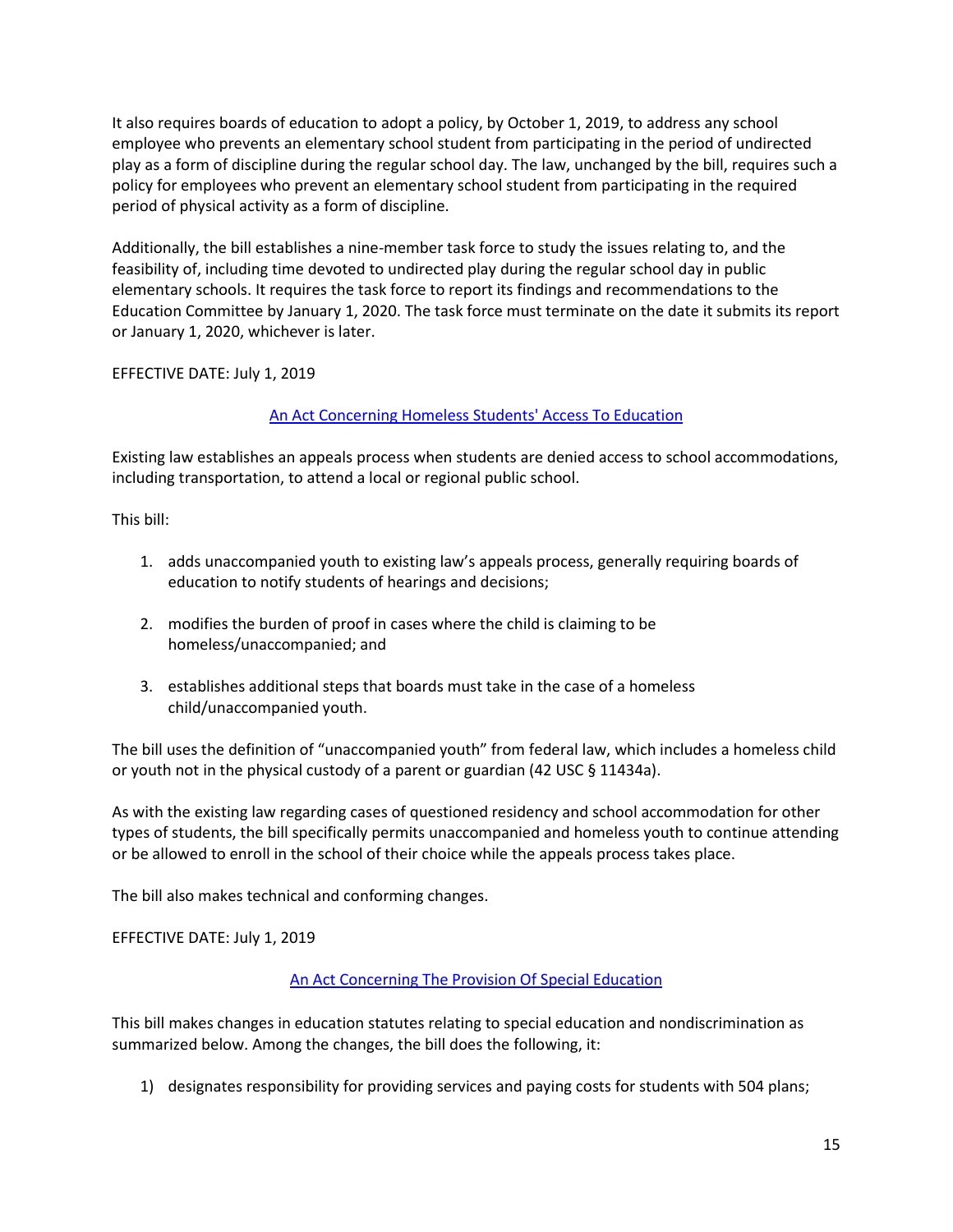It also requires boards of education to adopt a policy, by October 1, 2019, to address any school employee who prevents an elementary school student from participating in the period of undirected play as a form of discipline during the regular school day. The law, unchanged by the bill, requires such a policy for employees who prevent an elementary school student from participating in the required period of physical activity as a form of discipline.

Additionally, the bill establishes a nine-member task force to study the issues relating to, and the feasibility of, including time devoted to undirected play during the regular school day in public elementary schools. It requires the task force to report its findings and recommendations to the Education Committee by January 1, 2020. The task force must terminate on the date it submits its report or January 1, 2020, whichever is later.

EFFECTIVE DATE: July 1, 2019

## An Act Concerning Homeless Students' Access To Education

Existing law establishes an appeals process when students are denied access to school accommodations, including transportation, to attend a local or regional public school.

This bill:

1. adds unaccompanied youth to existing law's appeals process, generally requiring boards of education to notify students of hearings and decisions;

2. modifies the burden of proof in cases where the child is claiming to be homeless/unaccompanied; and

3. establishes additional steps that boards must take in the case of a homeless child/unaccompanied youth.

The bill uses the definition of "unaccompanied youth" from federal law, which includes a homeless child or youth not in the physical custody of a parent or guardian (42 USC § 11434a).

As with the existing law regarding cases of questioned residency and school accommodation for other types of students, the bill specifically permits unaccompanied and homeless youth to continue attending or be allowed to enroll in the school of their choice while the appeals process takes place.

The bill also makes technical and conforming changes.

EFFECTIVE DATE: July 1, 2019

## An Act Concerning The Provision Of Special Education

This bill makes changes in education statutes relating to special education and nondiscrimination as summarized below. Among the changes, the bill does the following, it:

1) designates responsibility for providing services and paying costs for students with 504 plans;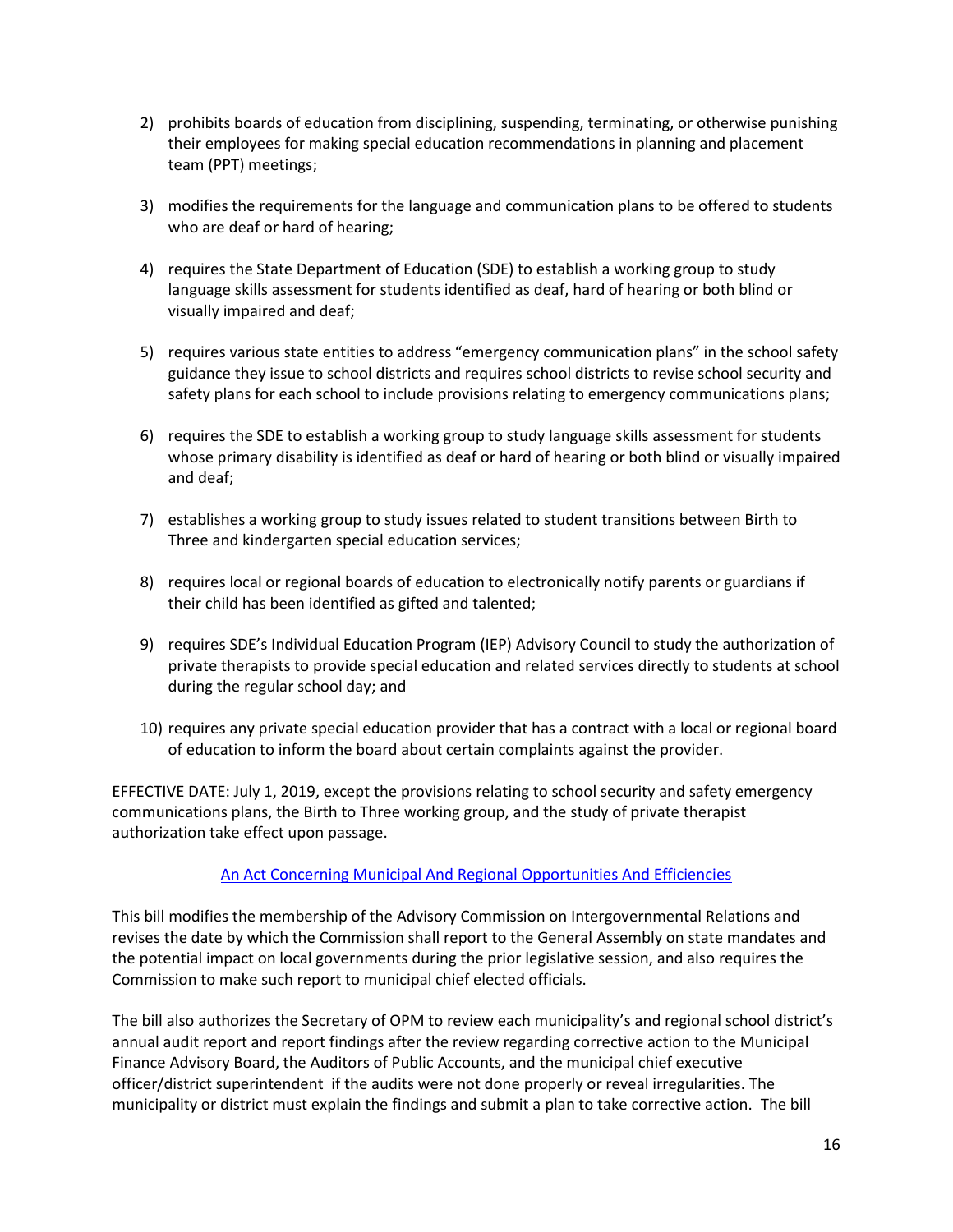2) prohibits boards of education from disciplining, suspending, terminating, or otherwise punishing their employees for making special education recommendations in planning and placement team (PPT) meetings;

3) modifies the requirements for the language and communication plans to be offered to students who are deaf or hard of hearing;

4) requires the State Department of Education (SDE) to establish a working group to study language skills assessment for students identified as deaf, hard of hearing or both blind or visually impaired and deaf;

5) requires various state entities to address "emergency communication plans" in the school safety guidance they issue to school districts and requires school districts to revise school security and safety plans for each school to include provisions relating to emergency communications plans;

6) requires the SDE to establish a working group to study language skills assessment for students whose primary disability is identified as deaf or hard of hearing or both blind or visually impaired and deaf;

7) establishes a working group to study issues related to student transitions between Birth to Three and kindergarten special education services;

8) requires local or regional boards of education to electronically notify parents or guardians if their child has been identified as gifted and talented;

9) requires SDE's Individual Education Program (IEP) Advisory Council to study the authorization of private therapists to provide special education and related services directly to students at school during the regular school day; and

10) requires any private special education provider that has a contract with a local or regional board of education to inform the board about certain complaints against the provider.

EFFECTIVE DATE: July 1, 2019, except the provisions relating to school security and safety emergency communications plans, the Birth to Three working group, and the study of private therapist authorization take effect upon passage.

## An Act Concerning Municipal And Regional Opportunities And Efficiencies

This bill modifies the membership of the Advisory Commission on Intergovernmental Relations and revises the date by which the Commission shall report to the General Assembly on state mandates and the potential impact on local governments during the prior legislative session, and also requires the Commission to make such report to municipal chief elected officials.

The bill also authorizes the Secretary of OPM to review each municipality's and regional school district's annual audit report and report findings after the review regarding corrective action to the Municipal Finance Advisory Board, the Auditors of Public Accounts, and the municipal chief executive officer/district superintendent if the audits were not done properly or reveal irregularities. The municipality or district must explain the findings and submit a plan to take corrective action. The bill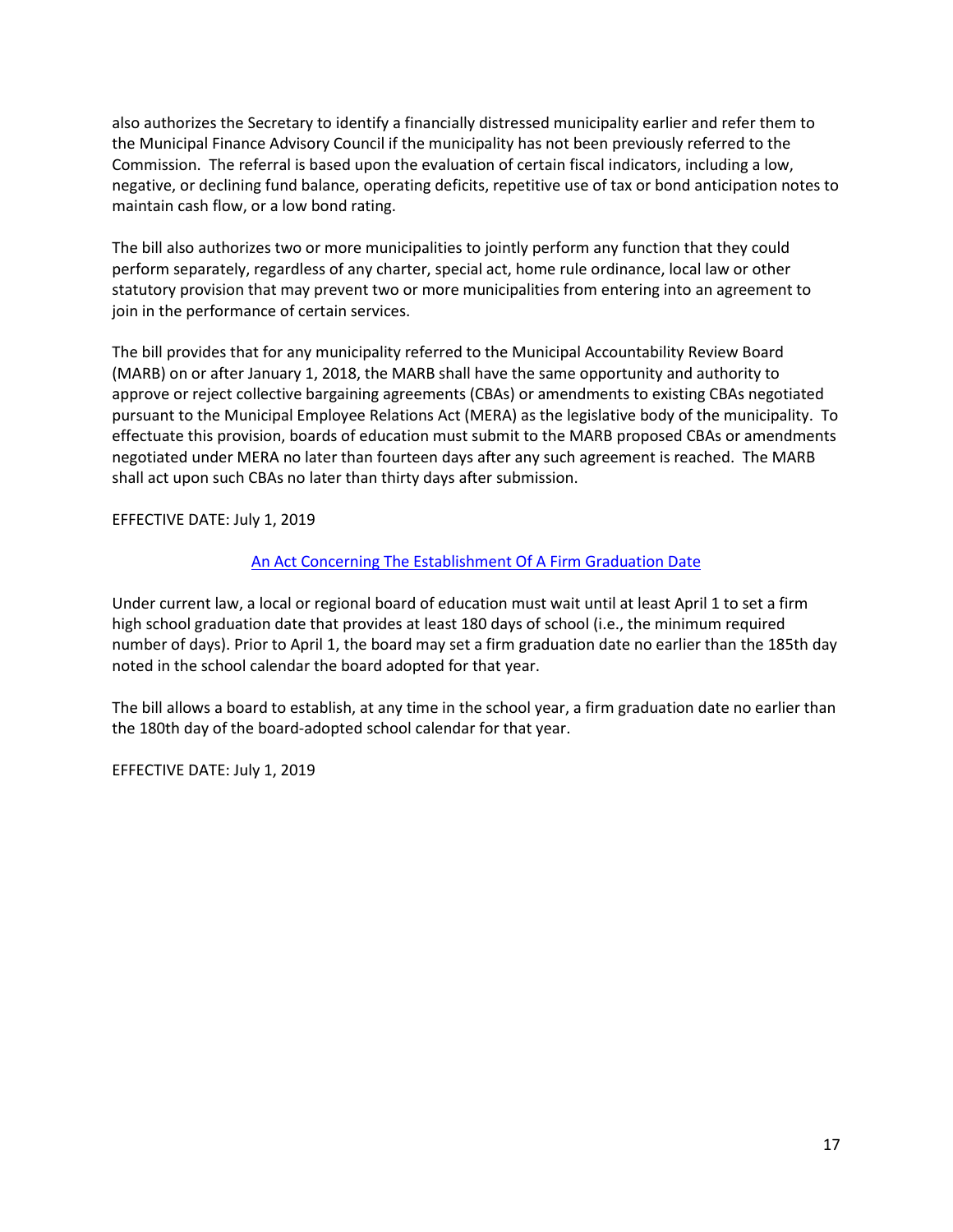also authorizes the Secretary to identify a financially distressed municipality earlier and refer them to the Municipal Finance Advisory Council if the municipality has not been previously referred to the Commission. The referral is based upon the evaluation of certain fiscal indicators, including a low, negative, or declining fund balance, operating deficits, repetitive use of tax or bond anticipation notes to maintain cash flow, or a low bond rating.

The bill also authorizes two or more municipalities to jointly perform any function that they could perform separately, regardless of any charter, special act, home rule ordinance, local law or other statutory provision that may prevent two or more municipalities from entering into an agreement to join in the performance of certain services.

The bill provides that for any municipality referred to the Municipal Accountability Review Board (MARB) on or after January 1, 2018, the MARB shall have the same opportunity and authority to approve or reject collective bargaining agreements (CBAs) or amendments to existing CBAs negotiated pursuant to the Municipal Employee Relations Act (MERA) as the legislative body of the municipality. To effectuate this provision, boards of education must submit to the MARB proposed CBAs or amendments negotiated under MERA no later than fourteen days after any such agreement is reached. The MARB shall act upon such CBAs no later than thirty days after submission.

EFFECTIVE DATE: July 1, 2019

## An Act Concerning The Establishment Of A Firm Graduation Date

Under current law, a local or regional board of education must wait until at least April 1 to set a firm high school graduation date that provides at least 180 days of school (i.e., the minimum required number of days). Prior to April 1, the board may set a firm graduation date no earlier than the 185th day noted in the school calendar the board adopted for that year.

The bill allows a board to establish, at any time in the school year, a firm graduation date no earlier than the 180th day of the board-adopted school calendar for that year.

EFFECTIVE DATE: July 1, 2019